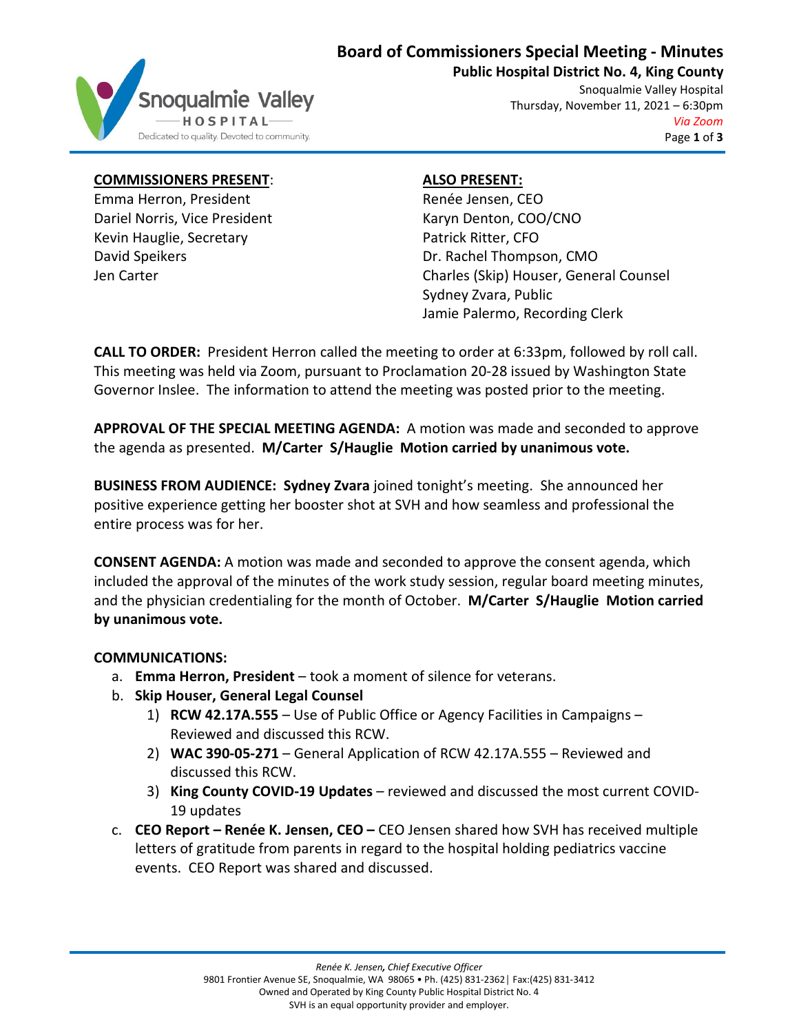# Board of Commissioners Special Meeting - Minutes

**Public Hospital District No. 4, King County**

Snoqualmie Valley Hospital
Thursday, November 11, 2021 – 6:30pm
*Via Zoom*

**COMMISSIONERS PRESENT:**
Emma Herron, President
Dariel Norris, Vice President
Kevin Hauglie, Secretary
David Speikers
Jen Carter

**ALSO PRESENT:**
Renée Jensen, CEO
Karyn Denton, COO/CNO
Patrick Ritter, CFO
Dr. Rachel Thompson, CMO
Charles (Skip) Houser, General Counsel
Sydney Zvara, Public
Jamie Palermo, Recording Clerk

**CALL TO ORDER:** President Herron called the meeting to order at 6:33pm, followed by roll call. This meeting was held via Zoom, pursuant to Proclamation 20-28 issued by Washington State Governor Inslee. The information to attend the meeting was posted prior to the meeting.

**APPROVAL OF THE SPECIAL MEETING AGENDA:** A motion was made and seconded to approve the agenda as presented. **M/Carter S/Hauglie Motion carried by unanimous vote.**

**BUSINESS FROM AUDIENCE: Sydney Zvara** joined tonight's meeting. She announced her positive experience getting her booster shot at SVH and how seamless and professional the entire process was for her.

**CONSENT AGENDA:** A motion was made and seconded to approve the consent agenda, which included the approval of the minutes of the work study session, regular board meeting minutes, and the physician credentialing for the month of October. **M/Carter S/Hauglie Motion carried by unanimous vote.**

**COMMUNICATIONS:**

a. **Emma Herron, President** – took a moment of silence for veterans.
b. **Skip Houser, General Legal Counsel**
   1) **RCW 42.17A.555** – Use of Public Office or Agency Facilities in Campaigns – Reviewed and discussed this RCW.
   2) **WAC 390-05-271** – General Application of RCW 42.17A.555 – Reviewed and discussed this RCW.
   3) **King County COVID-19 Updates** – reviewed and discussed the most current COVID-19 updates
c. **CEO Report – Renée K. Jensen, CEO –** CEO Jensen shared how SVH has received multiple letters of gratitude from parents in regard to the hospital holding pediatrics vaccine events. CEO Report was shared and discussed.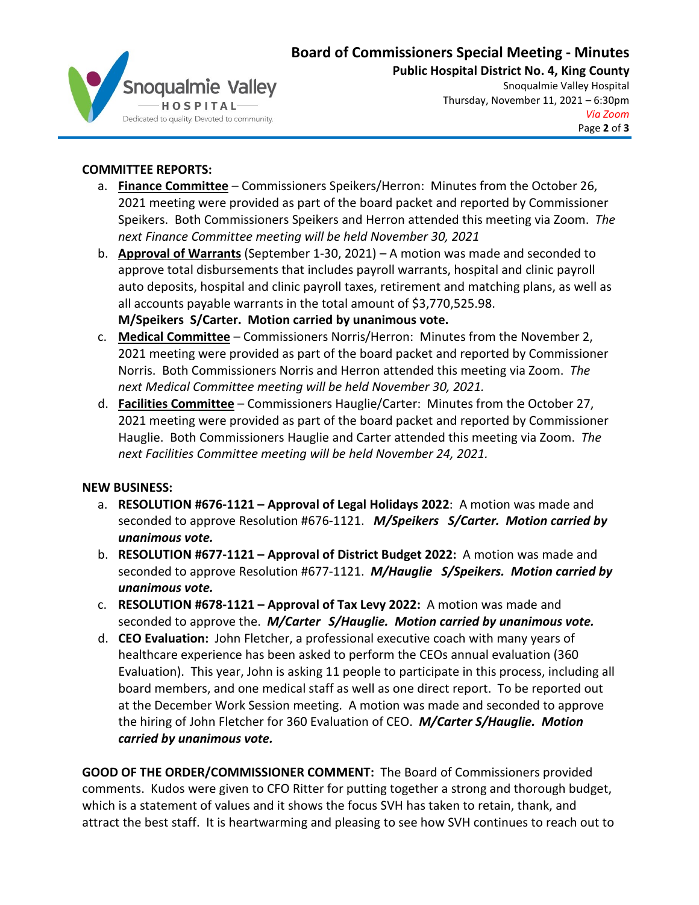**COMMITTEE REPORTS:**

a. **<u>Finance Committee</u>** – Commissioners Speikers/Herron: Minutes from the October 26, 2021 meeting were provided as part of the board packet and reported by Commissioner Speikers. Both Commissioners Speikers and Herron attended this meeting via Zoom. *The next Finance Committee meeting will be held November 30, 2021*

b. **<u>Approval of Warrants</u>** (September 1-30, 2021) – A motion was made and seconded to approve total disbursements that includes payroll warrants, hospital and clinic payroll auto deposits, hospital and clinic payroll taxes, retirement and matching plans, as well as all accounts payable warrants in the total amount of $3,770,525.98.
**M/Speikers S/Carter. Motion carried by unanimous vote.**

c. **<u>Medical Committee</u>** – Commissioners Norris/Herron: Minutes from the November 2, 2021 meeting were provided as part of the board packet and reported by Commissioner Norris. Both Commissioners Norris and Herron attended this meeting via Zoom. *The next Medical Committee meeting will be held November 30, 2021.*

d. **<u>Facilities Committee</u>** – Commissioners Hauglie/Carter: Minutes from the October 27, 2021 meeting were provided as part of the board packet and reported by Commissioner Hauglie. Both Commissioners Hauglie and Carter attended this meeting via Zoom. *The next Facilities Committee meeting will be held November 24, 2021.*

**NEW BUSINESS:**

a. **RESOLUTION #676-1121 – Approval of Legal Holidays 2022**: A motion was made and seconded to approve Resolution #676-1121. ***M/Speikers S/Carter. Motion carried by unanimous vote.***

b. **RESOLUTION #677-1121 – Approval of District Budget 2022:** A motion was made and seconded to approve Resolution #677-1121. ***M/Hauglie S/Speikers. Motion carried by unanimous vote.***

c. **RESOLUTION #678-1121 – Approval of Tax Levy 2022:** A motion was made and seconded to approve the. ***M/Carter S/Hauglie. Motion carried by unanimous vote.***

d. **CEO Evaluation:** John Fletcher, a professional executive coach with many years of healthcare experience has been asked to perform the CEOs annual evaluation (360 Evaluation). This year, John is asking 11 people to participate in this process, including all board members, and one medical staff as well as one direct report. To be reported out at the December Work Session meeting. A motion was made and seconded to approve the hiring of John Fletcher for 360 Evaluation of CEO. ***M/Carter S/Hauglie. Motion carried by unanimous vote.***

**GOOD OF THE ORDER/COMMISSIONER COMMENT:** The Board of Commissioners provided comments. Kudos were given to CFO Ritter for putting together a strong and thorough budget, which is a statement of values and it shows the focus SVH has taken to retain, thank, and attract the best staff. It is heartwarming and pleasing to see how SVH continues to reach out to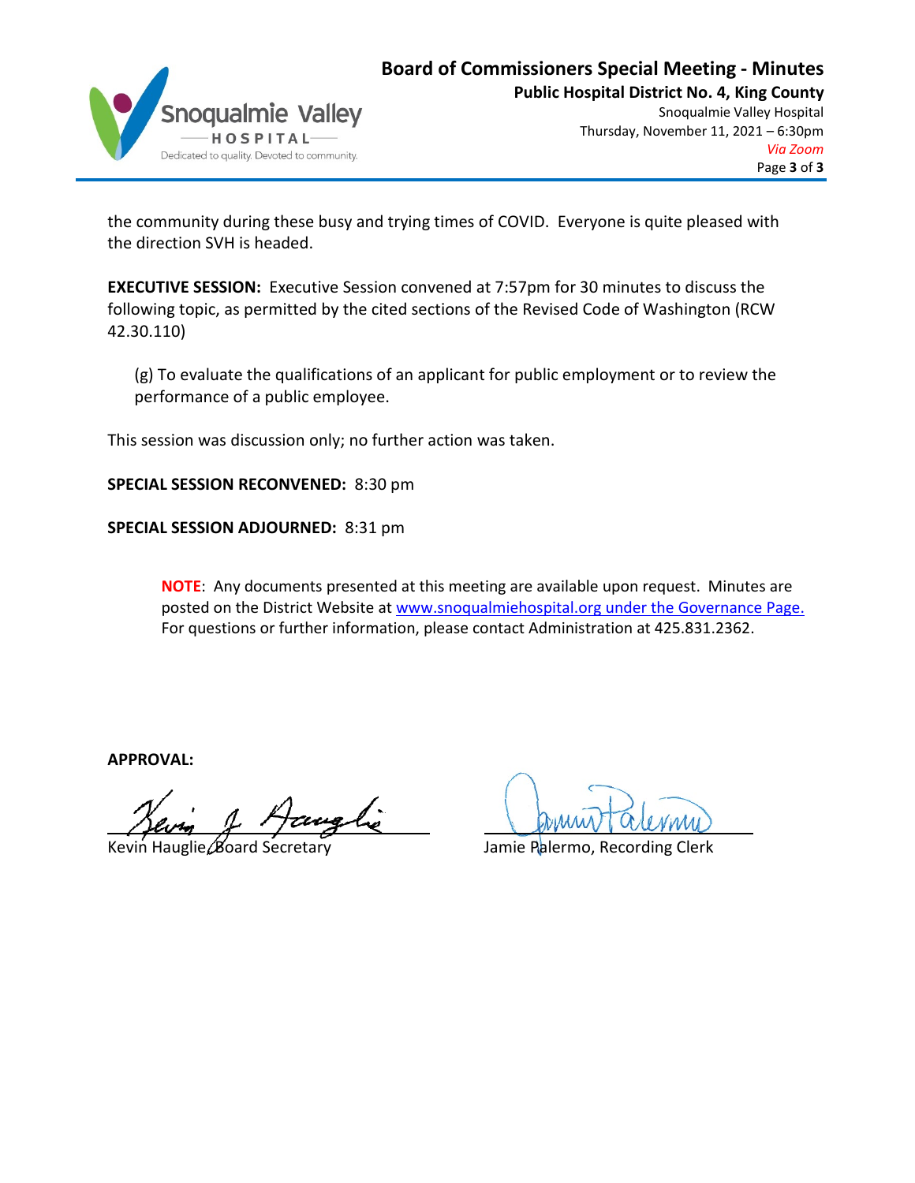the community during these busy and trying times of COVID. Everyone is quite pleased with the direction SVH is headed.

**EXECUTIVE SESSION:** Executive Session convened at 7:57pm for 30 minutes to discuss the following topic, as permitted by the cited sections of the Revised Code of Washington (RCW 42.30.110)

> (g) To evaluate the qualifications of an applicant for public employment or to review the performance of a public employee.

This session was discussion only; no further action was taken.

**SPECIAL SESSION RECONVENED:** 8:30 pm

**SPECIAL SESSION ADJOURNED:** 8:31 pm

> **NOTE**: Any documents presented at this meeting are available upon request. Minutes are posted on the District Website at [www.snoqualmiehospital.org under the Governance Page.](http://www.snoqualmiehospital.org) For questions or further information, please contact Administration at 425.831.2362.

**APPROVAL:**

Kevin Hauglie, Board Secretary

Jamie Palermo, Recording Clerk